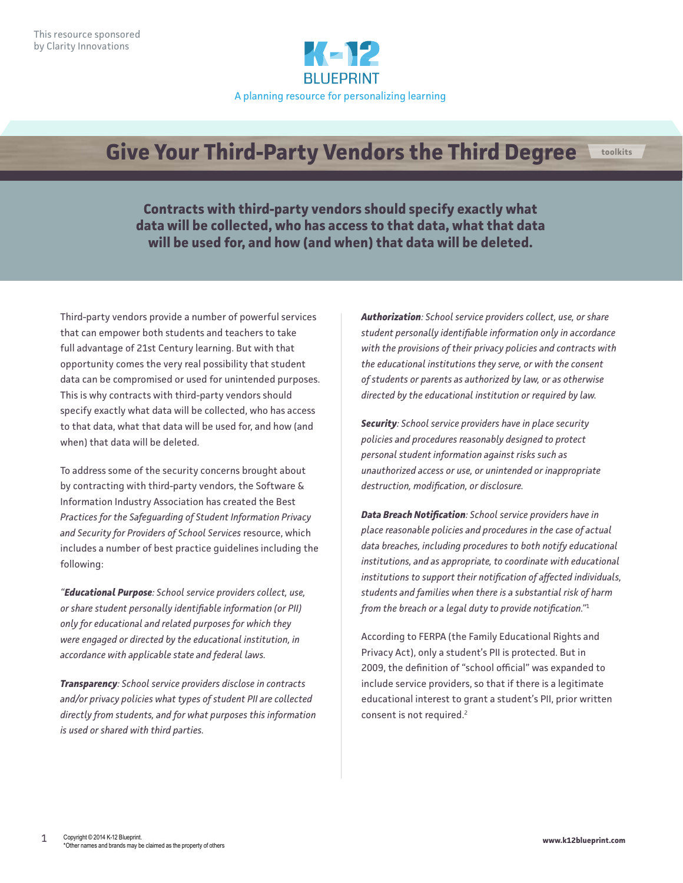This resource sponsored by Clarity Innovations

K-12 BLUEPRINT

A planning resource for personalizing learning

# Give Your Third-Party Vendors the Third Degree

toolkits

**Contracts with third-party vendors should specify exactly what data will be collected, who has access to that data, what that data will be used for, and how (and when) that data will be deleted.**

Third-party vendors provide a number of powerful services that can empower both students and teachers to take full advantage of 21st Century learning. But with that opportunity comes the very real possibility that student data can be compromised or used for unintended purposes. This is why contracts with third-party vendors should specify exactly what data will be collected, who has access to that data, what that data will be used for, and how (and when) that data will be deleted.

To address some of the security concerns brought about by contracting with third-party vendors, the Software & Information Industry Association has created the Best *Practices for the Safeguarding of Student Information Privacy and Security for Providers of School Services* resource, which includes a number of best practice guidelines including the following:

*"**Educational Purpose**: School service providers collect, use, or share student personally identifiable information (or PII) only for educational and related purposes for which they were engaged or directed by the educational institution, in accordance with applicable state and federal laws.*

***Transparency**: School service providers disclose in contracts and/or privacy policies what types of student PII are collected directly from students, and for what purposes this information is used or shared with third parties.*

***Authorization**: School service providers collect, use, or share student personally identifiable information only in accordance with the provisions of their privacy policies and contracts with the educational institutions they serve, or with the consent of students or parents as authorized by law, or as otherwise directed by the educational institution or required by law.*

***Security**: School service providers have in place security policies and procedures reasonably designed to protect personal student information against risks such as unauthorized access or use, or unintended or inappropriate destruction, modification, or disclosure.*

***Data Breach Notification**: School service providers have in place reasonable policies and procedures in the case of actual data breaches, including procedures to both notify educational institutions, and as appropriate, to coordinate with educational institutions to support their notification of affected individuals, students and families when there is a substantial risk of harm from the breach or a legal duty to provide notification."*[1]

According to FERPA (the Family Educational Rights and Privacy Act), only a student's PII is protected. But in 2009, the definition of "school official" was expanded to include service providers, so that if there is a legitimate educational interest to grant a student's PII, prior written consent is not required.[2]

Copyright © 2014 K-12 Blueprint.
*Other names and brands may be claimed as the property of others

www.k12blueprint.com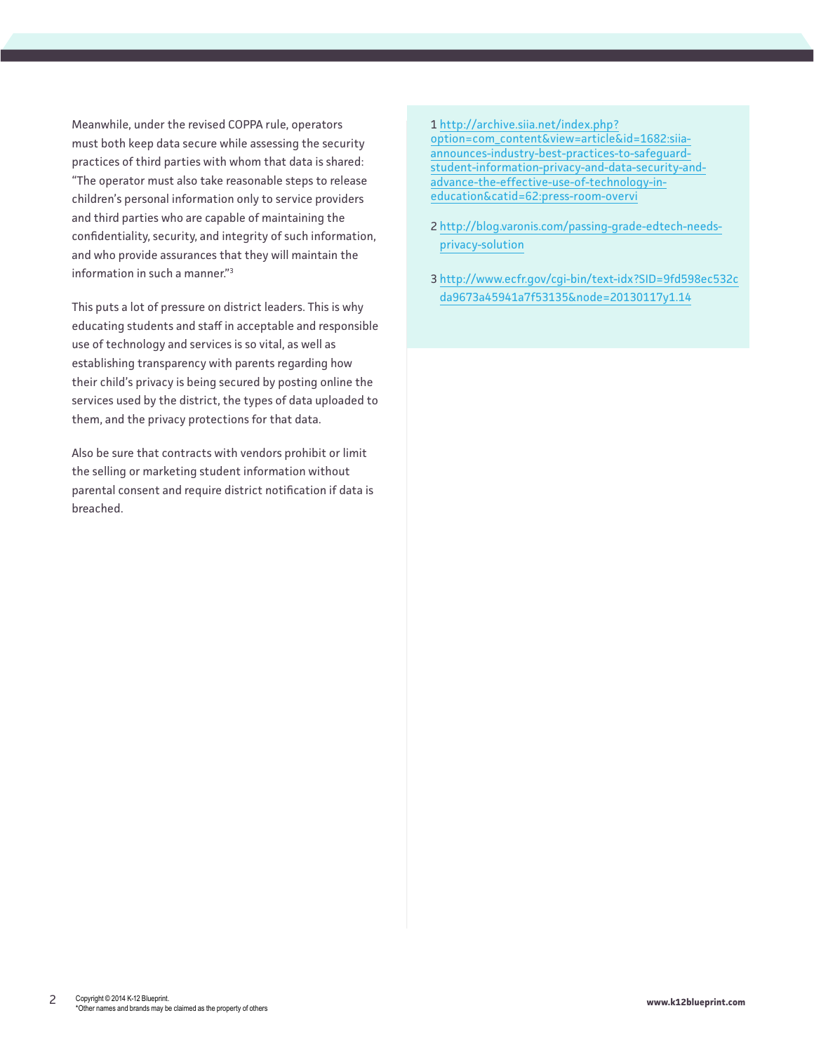Meanwhile, under the revised COPPA rule, operators must both keep data secure while assessing the security practices of third parties with whom that data is shared: "The operator must also take reasonable steps to release children's personal information only to service providers and third parties who are capable of maintaining the confidentiality, security, and integrity of such information, and who provide assurances that they will maintain the information in such a manner."[3]

This puts a lot of pressure on district leaders. This is why educating students and staff in acceptable and responsible use of technology and services is so vital, as well as establishing transparency with parents regarding how their child's privacy is being secured by posting online the services used by the district, the types of data uploaded to them, and the privacy protections for that data.

Also be sure that contracts with vendors prohibit or limit the selling or marketing student information without parental consent and require district notification if data is breached.

1 http://archive.siia.net/index.php?option=com_content&view=article&id=1682:siia-announces-industry-best-practices-to-safeguard-student-information-privacy-and-data-security-and-advance-the-effective-use-of-technology-in-education&catid=62:press-room-overvi

2 http://blog.varonis.com/passing-grade-edtech-needs-privacy-solution

3 http://www.ecfr.gov/cgi-bin/text-idx?SID=9fd598ec532cda9673a45941a7f53135&node=20130117y1.14

Copyright © 2014 K-12 Blueprint.
*Other names and brands may be claimed as the property of others

www.k12blueprint.com